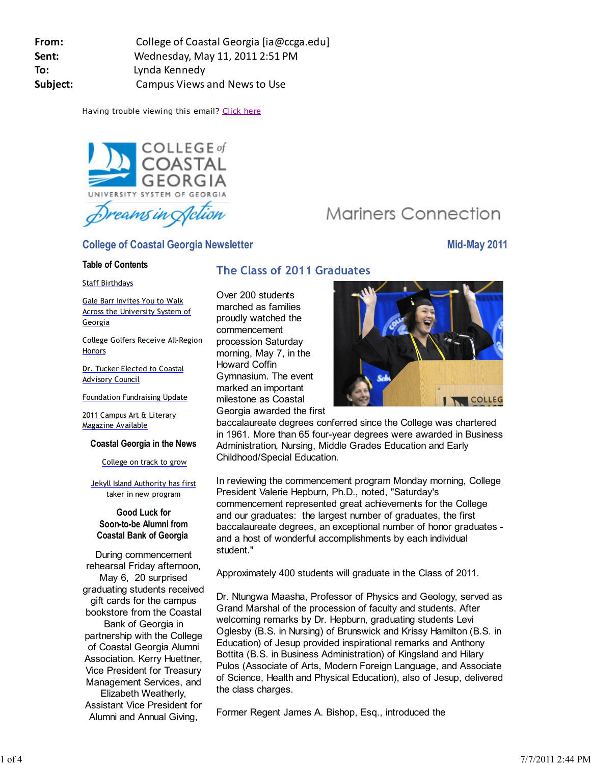**From:** College of Coastal Georgia [ia@ccga.edu]
**Sent:** Wednesday, May 11, 2011 2:51 PM
**To:** Lynda Kennedy
**Subject:** Campus Views and News to Use

Having trouble viewing this email? Click here

COLLEGE of COASTAL GEORGIA
UNIVERSITY SYSTEM OF GEORGIA
Dreams in Action

Mariners Connection

## College of Coastal Georgia Newsletter

Mid-May 2011

### Table of Contents

- Staff Birthdays
- Gale Barr Invites You to Walk Across the University System of Georgia
- College Golfers Receive All-Region Honors
- Dr. Tucker Elected to Coastal Advisory Council
- Foundation Fundraising Update
- 2011 Campus Art & Literary Magazine Available

### Coastal Georgia in the News

- College on track to grow
- Jekyll Island Authority has first taker in new program

### Good Luck for Soon-to-be Alumni from Coastal Bank of Georgia

During commencement rehearsal Friday afternoon, May 6, 20 surprised graduating students received gift cards for the campus bookstore from the Coastal Bank of Georgia in partnership with the College of Coastal Georgia Alumni Association. Kerry Huettner, Vice President for Treasury Management Services, and Elizabeth Weatherly, Assistant Vice President for Alumni and Annual Giving,

## The Class of 2011 Graduates

Over 200 students marched as families proudly watched the commencement procession Saturday morning, May 7, in the Howard Coffin Gymnasium. The event marked an important milestone as Coastal Georgia awarded the first baccalaureate degrees conferred since the College was chartered in 1961. More than 65 four-year degrees were awarded in Business Administration, Nursing, Middle Grades Education and Early Childhood/Special Education.

In reviewing the commencement program Monday morning, College President Valerie Hepburn, Ph.D., noted, "Saturday's commencement represented great achievements for the College and our graduates: the largest number of graduates, the first baccalaureate degrees, an exceptional number of honor graduates - and a host of wonderful accomplishments by each individual student."

Approximately 400 students will graduate in the Class of 2011.

Dr. Ntungwa Maasha, Professor of Physics and Geology, served as Grand Marshal of the procession of faculty and students. After welcoming remarks by Dr. Hepburn, graduating students Levi Oglesby (B.S. in Nursing) of Brunswick and Krissy Hamilton (B.S. in Education) of Jesup provided inspirational remarks and Anthony Bottita (B.S. in Business Administration) of Kingsland and Hilary Pulos (Associate of Arts, Modern Foreign Language, and Associate of Science, Health and Physical Education), also of Jesup, delivered the class charges.

Former Regent James A. Bishop, Esq., introduced the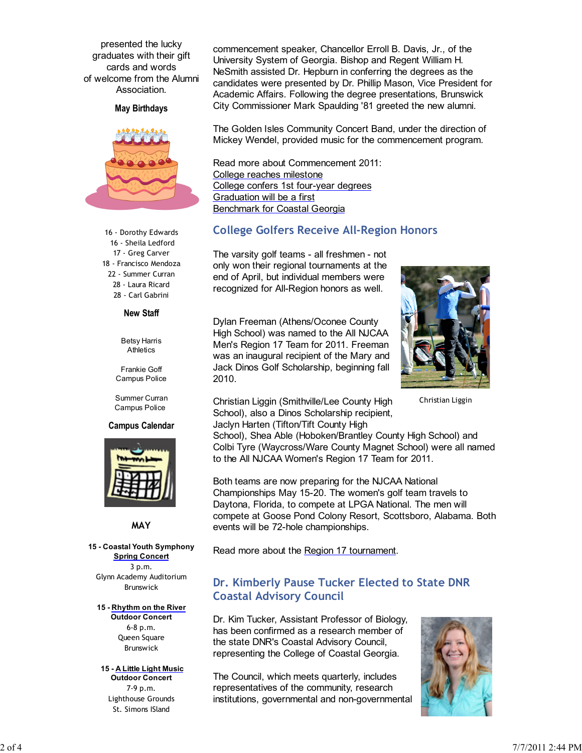presented the lucky graduates with their gift cards and words of welcome from the Alumni Association.

### May Birthdays

16 - Dorothy Edwards
16 - Sheila Ledford
17 - Greg Carver
18 - Francisco Mendoza
22 - Summer Curran
28 - Laura Ricard
28 - Carl Gabrini

### New Staff

Betsy Harris
Athletics

Frankie Goff
Campus Police

Summer Curran
Campus Police

### Campus Calendar

**MAY**

**15 - Coastal Youth Symphony Spring Concert**
3 p.m.
Glynn Academy Auditorium
Brunswick

**15 - Rhythm on the River Outdoor Concert**
6-8 p.m.
Queen Square
Brunswick

**15 - A Little Light Music Outdoor Concert**
7-9 p.m.
Lighthouse Grounds
St. Simons ISland

commencement speaker, Chancellor Erroll B. Davis, Jr., of the University System of Georgia. Bishop and Regent William H. NeSmith assisted Dr. Hepburn in conferring the degrees as the candidates were presented by Dr. Phillip Mason, Vice President for Academic Affairs. Following the degree presentations, Brunswick City Commissioner Mark Spaulding '81 greeted the new alumni.

The Golden Isles Community Concert Band, under the direction of Mickey Wendel, provided music for the commencement program.

Read more about Commencement 2011:
College reaches milestone
College confers 1st four-year degrees
Graduation will be a first
Benchmark for Coastal Georgia

## College Golfers Receive All-Region Honors

The varsity golf teams - all freshmen - not only won their regional tournaments at the end of April, but individual members were recognized for All-Region honors as well.

Dylan Freeman (Athens/Oconee County High School) was named to the All NJCAA Men's Region 17 Team for 2011. Freeman was an inaugural recipient of the Mary and Jack Dinos Golf Scholarship, beginning fall 2010.

Christian Liggin

Christian Liggin (Smithville/Lee County High School), also a Dinos Scholarship recipient, Jaclyn Harten (Tifton/Tift County High School), Shea Able (Hoboken/Brantley County High School) and Colbi Tyre (Waycross/Ware County Magnet School) were all named to the All NJCAA Women's Region 17 Team for 2011.

Both teams are now preparing for the NJCAA National Championships May 15-20. The women's golf team travels to Daytona, Florida, to compete at LPGA National. The men will compete at Goose Pond Colony Resort, Scottsboro, Alabama. Both events will be 72-hole championships.

Read more about the Region 17 tournament.

## Dr. Kimberly Pause Tucker Elected to State DNR Coastal Advisory Council

Dr. Kim Tucker, Assistant Professor of Biology, has been confirmed as a research member of the state DNR's Coastal Advisory Council, representing the College of Coastal Georgia.

The Council, which meets quarterly, includes representatives of the community, research institutions, governmental and non-governmental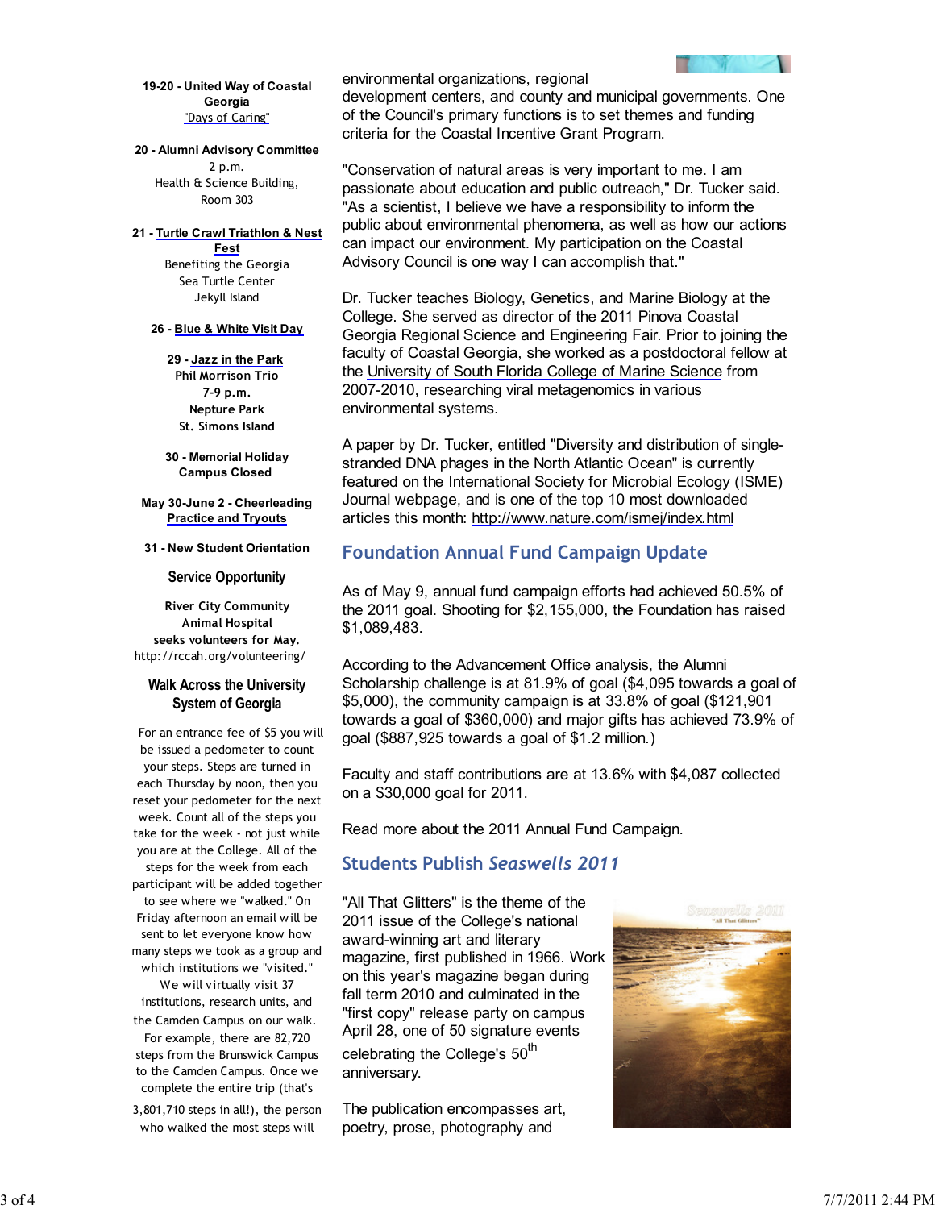**19-20 - United Way of Coastal Georgia**
"Days of Caring"

**20 - Alumni Advisory Committee**
2 p.m.
Health & Science Building,
Room 303

**21 - Turtle Crawl Triathlon & Nest Fest**
Benefiting the Georgia
Sea Turtle Center
Jekyll Island

**26 - Blue & White Visit Day**

**29 - Jazz in the Park**
**Phil Morrison Trio**
**7-9 p.m.**
**Nepture Park**
**St. Simons Island**

**30 - Memorial Holiday**
**Campus Closed**

**May 30-June 2 - Cheerleading Practice and Tryouts**

**31 - New Student Orientation**

### Service Opportunity

**River City Community Animal Hospital seeks volunteers for May.**
http://rccah.org/volunteering/

### Walk Across the University System of Georgia

For an entrance fee of $5 you will be issued a pedometer to count your steps. Steps are turned in each Thursday by noon, then you reset your pedometer for the next week. Count all of the steps you take for the week - not just while you are at the College. All of the steps for the week from each participant will be added together to see where we "walked." On Friday afternoon an email will be sent to let everyone know how many steps we took as a group and which institutions we "visited." We will virtually visit 37 institutions, research units, and the Camden Campus on our walk. For example, there are 82,720 steps from the Brunswick Campus to the Camden Campus. Once we complete the entire trip (that's 3,801,710 steps in all!), the person who walked the most steps will

environmental organizations, regional development centers, and county and municipal governments. One of the Council's primary functions is to set themes and funding criteria for the Coastal Incentive Grant Program.

"Conservation of natural areas is very important to me. I am passionate about education and public outreach," Dr. Tucker said. "As a scientist, I believe we have a responsibility to inform the public about environmental phenomena, as well as how our actions can impact our environment. My participation on the Coastal Advisory Council is one way I can accomplish that."

Dr. Tucker teaches Biology, Genetics, and Marine Biology at the College. She served as director of the 2011 Pinova Coastal Georgia Regional Science and Engineering Fair. Prior to joining the faculty of Coastal Georgia, she worked as a postdoctoral fellow at the University of South Florida College of Marine Science from 2007-2010, researching viral metagenomics in various environmental systems.

A paper by Dr. Tucker, entitled "Diversity and distribution of single-stranded DNA phages in the North Atlantic Ocean" is currently featured on the International Society for Microbial Ecology (ISME) Journal webpage, and is one of the top 10 most downloaded articles this month: http://www.nature.com/ismej/index.html

## Foundation Annual Fund Campaign Update

As of May 9, annual fund campaign efforts had achieved 50.5% of the 2011 goal. Shooting for $2,155,000, the Foundation has raised $1,089,483.

According to the Advancement Office analysis, the Alumni Scholarship challenge is at 81.9% of goal ($4,095 towards a goal of $5,000), the community campaign is at 33.8% of goal ($121,901 towards a goal of $360,000) and major gifts has achieved 73.9% of goal ($887,925 towards a goal of $1.2 million.)

Faculty and staff contributions are at 13.6% with $4,087 collected on a $30,000 goal for 2011.

Read more about the 2011 Annual Fund Campaign.

## Students Publish *Seaswells 2011*

"All That Glitters" is the theme of the 2011 issue of the College's national award-winning art and literary magazine, first published in 1966. Work on this year's magazine began during fall term 2010 and culminated in the "first copy" release party on campus April 28, one of 50 signature events celebrating the College's 50th anniversary.

The publication encompasses art, poetry, prose, photography and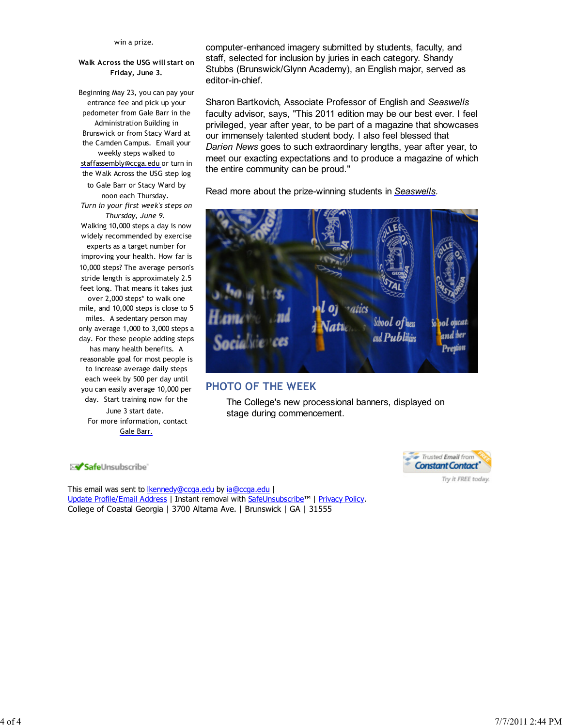win a prize.

**Walk Across the USG will start on Friday, June 3.**

Beginning May 23, you can pay your entrance fee and pick up your pedometer from Gale Barr in the Administration Building in Brunswick or from Stacy Ward at the Camden Campus. Email your weekly steps walked to staffassembly@ccga.edu or turn in the Walk Across the USG step log to Gale Barr or Stacy Ward by noon each Thursday.

*Turn in your first week's steps on Thursday, June 9.*

Walking 10,000 steps a day is now widely recommended by exercise experts as a target number for improving your health. How far is 10,000 steps? The average person's stride length is approximately 2.5 feet long. That means it takes just over 2,000 steps* to walk one mile, and 10,000 steps is close to 5 miles. A sedentary person may only average 1,000 to 3,000 steps a day. For these people adding steps has many health benefits. A reasonable goal for most people is to increase average daily steps each week by 500 per day until you can easily average 10,000 per day. Start training now for the June 3 start date.

For more information, contact Gale Barr.

computer-enhanced imagery submitted by students, faculty, and staff, selected for inclusion by juries in each category. Shandy Stubbs (Brunswick/Glynn Academy), an English major, served as editor-in-chief.

Sharon Bartkovich, Associate Professor of English and *Seaswells* faculty advisor, says, "This 2011 edition may be our best ever. I feel privileged, year after year, to be part of a magazine that showcases our immensely talented student body. I also feel blessed that *Darien News* goes to such extraordinary lengths, year after year, to meet our exacting expectations and to produce a magazine of which the entire community can be proud."

Read more about the prize-winning students in *Seaswells*.

## PHOTO OF THE WEEK

The College's new processional banners, displayed on stage during commencement.

SafeUnsubscribe

Trusted Email from Constant Contact — Try it FREE today.

This email was sent to lkennedy@ccga.edu by ia@ccga.edu |
Update Profile/Email Address | Instant removal with SafeUnsubscribe™ | Privacy Policy.
College of Coastal Georgia | 3700 Altama Ave. | Brunswick | GA | 31555